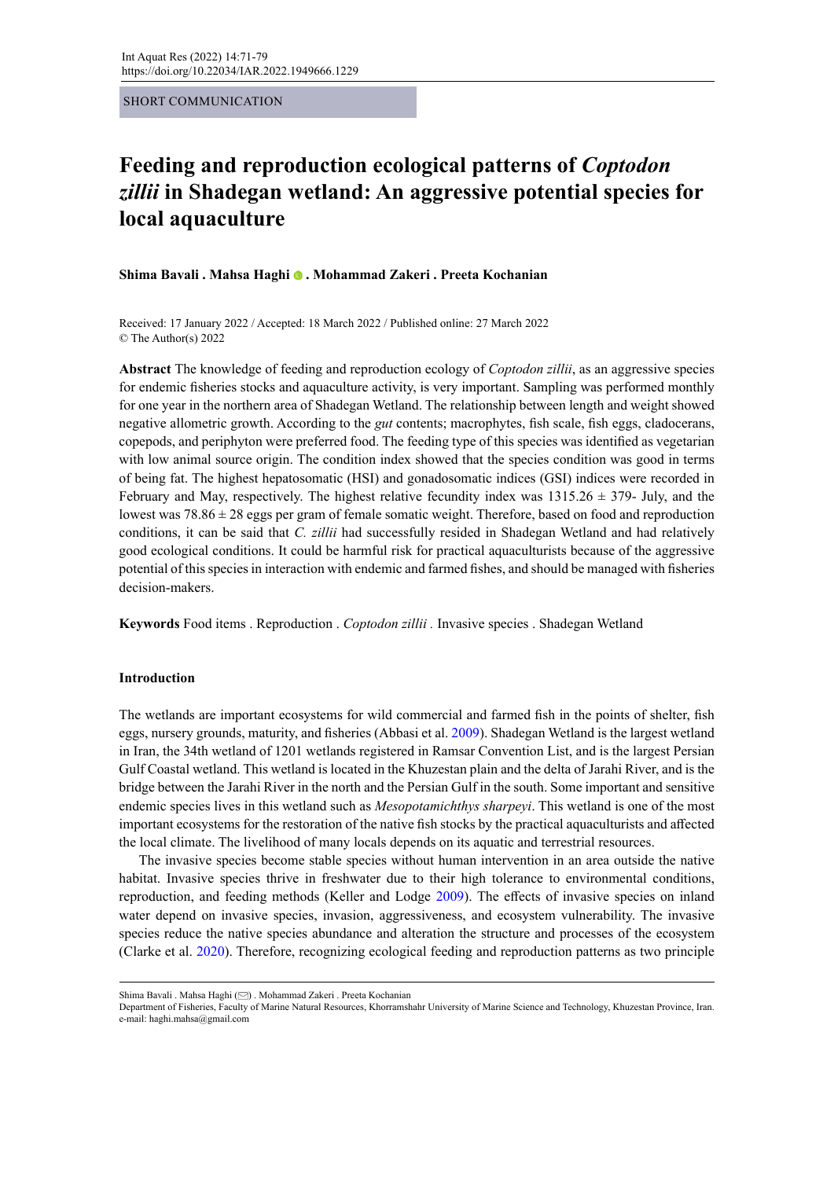SHORT COMMUNICATION

# Feeding and reproduction ecological patterns of *Coptodon zillii* in Shadegan wetland: An aggressive potential species for local aquaculture

**Shima Bavali . Mahsa Haghi . Mohammad Zakeri . Preeta Kochanian**

Received: 17 January 2022 / Accepted: 18 March 2022 / Published online: 27 March 2022
© The Author(s) 2022

**Abstract** The knowledge of feeding and reproduction ecology of *Coptodon zillii*, as an aggressive species for endemic fisheries stocks and aquaculture activity, is very important. Sampling was performed monthly for one year in the northern area of Shadegan Wetland. The relationship between length and weight showed negative allometric growth. According to the *gut* contents; macrophytes, fish scale, fish eggs, cladocerans, copepods, and periphyton were preferred food. The feeding type of this species was identified as vegetarian with low animal source origin. The condition index showed that the species condition was good in terms of being fat. The highest hepatosomatic (HSI) and gonadosomatic indices (GSI) indices were recorded in February and May, respectively. The highest relative fecundity index was 1315.26 ± 379- July, and the lowest was 78.86 ± 28 eggs per gram of female somatic weight. Therefore, based on food and reproduction conditions, it can be said that *C. zillii* had successfully resided in Shadegan Wetland and had relatively good ecological conditions. It could be harmful risk for practical aquaculturists because of the aggressive potential of this species in interaction with endemic and farmed fishes, and should be managed with fisheries decision-makers.

**Keywords** Food items . Reproduction . *Coptodon zillii* . Invasive species . Shadegan Wetland

## Introduction

The wetlands are important ecosystems for wild commercial and farmed fish in the points of shelter, fish eggs, nursery grounds, maturity, and fisheries (Abbasi et al. 2009). Shadegan Wetland is the largest wetland in Iran, the 34th wetland of 1201 wetlands registered in Ramsar Convention List, and is the largest Persian Gulf Coastal wetland. This wetland is located in the Khuzestan plain and the delta of Jarahi River, and is the bridge between the Jarahi River in the north and the Persian Gulf in the south. Some important and sensitive endemic species lives in this wetland such as *Mesopotamichthys sharpeyi*. This wetland is one of the most important ecosystems for the restoration of the native fish stocks by the practical aquaculturists and affected the local climate. The livelihood of many locals depends on its aquatic and terrestrial resources.

The invasive species become stable species without human intervention in an area outside the native habitat. Invasive species thrive in freshwater due to their high tolerance to environmental conditions, reproduction, and feeding methods (Keller and Lodge 2009). The effects of invasive species on inland water depend on invasive species, invasion, aggressiveness, and ecosystem vulnerability. The invasive species reduce the native species abundance and alteration the structure and processes of the ecosystem (Clarke et al. 2020). Therefore, recognizing ecological feeding and reproduction patterns as two principle

---

Shima Bavali . Mahsa Haghi (✉) . Mohammad Zakeri . Preeta Kochanian
Department of Fisheries, Faculty of Marine Natural Resources, Khorramshahr University of Marine Science and Technology, Khuzestan Province, Iran.
e-mail: haghi.mahsa@gmail.com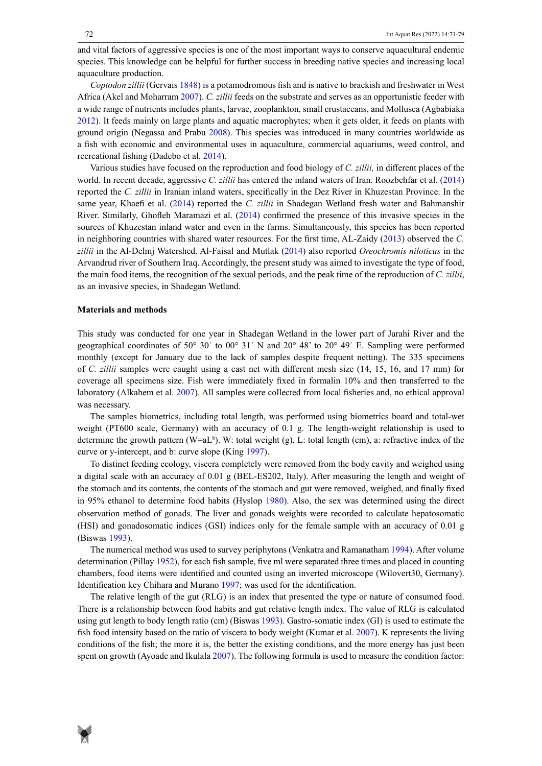and vital factors of aggressive species is one of the most important ways to conserve aquacultural endemic species. This knowledge can be helpful for further success in breeding native species and increasing local aquaculture production.

*Coptodon zillii* (Gervais 1848) is a potamodromous fish and is native to brackish and freshwater in West Africa (Akel and Moharram 2007). *C. zillii* feeds on the substrate and serves as an opportunistic feeder with a wide range of nutrients includes plants, larvae, zooplankton, small crustaceans, and Mollusca (Agbabiaka 2012). It feeds mainly on large plants and aquatic macrophytes; when it gets older, it feeds on plants with ground origin (Negassa and Prabu 2008). This species was introduced in many countries worldwide as a fish with economic and environmental uses in aquaculture, commercial aquariums, weed control, and recreational fishing (Dadebo et al. 2014).

Various studies have focused on the reproduction and food biology of *C. zillii,* in different places of the world. In recent decade, aggressive *C. zillii* has entered the inland waters of Iran. Roozbehfar et al. (2014) reported the *C. zillii* in Iranian inland waters, specifically in the Dez River in Khuzestan Province. In the same year, Khaefi et al. (2014) reported the *C. zillii* in Shadegan Wetland fresh water and Bahmanshir River. Similarly, Ghofleh Maramazi et al. (2014) confirmed the presence of this invasive species in the sources of Khuzestan inland water and even in the farms. Simultaneously, this species has been reported in neighboring countries with shared water resources. For the first time, AL-Zaidy (2013) observed the *C. zillii* in the Al-Delmj Watershed. Al-Faisal and Mutlak (2014) also reported *Oreochromis niloticus* in the Arvandrud river of Southern Iraq. Accordingly, the present study was aimed to investigate the type of food, the main food items, the recognition of the sexual periods, and the peak time of the reproduction of *C. zillii*, as an invasive species, in Shadegan Wetland.

## Materials and methods

This study was conducted for one year in Shadegan Wetland in the lower part of Jarahi River and the geographical coordinates of 50° 30ʹ to 00° 31ʹ N and 20° 48’ to 20° 49ʹ E. Sampling were performed monthly (except for January due to the lack of samples despite frequent netting). The 335 specimens of *C. zillii* samples were caught using a cast net with different mesh size (14, 15, 16, and 17 mm) for coverage all specimens size. Fish were immediately fixed in formalin 10% and then transferred to the laboratory (Alkahem et al. 2007). All samples were collected from local fisheries and, no ethical approval was necessary.

The samples biometrics, including total length, was performed using biometrics board and total-wet weight (PT600 scale, Germany) with an accuracy of 0.1 g. The length-weight relationship is used to determine the growth pattern ($W=aL^b$). W: total weight (g), L: total length (cm), a: refractive index of the curve or y-intercept, and b: curve slope (King 1997).

To distinct feeding ecology, viscera completely were removed from the body cavity and weighed using a digital scale with an accuracy of 0.01 g (BEL-ES202, Italy). After measuring the length and weight of the stomach and its contents, the contents of the stomach and gut were removed, weighed, and finally fixed in 95% ethanol to determine food habits (Hyslop 1980). Also, the sex was determined using the direct observation method of gonads. The liver and gonads weights were recorded to calculate hepatosomatic (HSI) and gonadosomatic indices (GSI) indices only for the female sample with an accuracy of 0.01 g (Biswas 1993).

The numerical method was used to survey periphytons (Venkatra and Ramanatham 1994). After volume determination (Pillay 1952), for each fish sample, five ml were separated three times and placed in counting chambers, food items were identified and counted using an inverted microscope (Wilovert30, Germany). Identification key Chihara and Murano 1997; was used for the identification.

The relative length of the gut (RLG) is an index that presented the type or nature of consumed food. There is a relationship between food habits and gut relative length index. The value of RLG is calculated using gut length to body length ratio (cm) (Biswas 1993). Gastro-somatic index (GI) is used to estimate the fish food intensity based on the ratio of viscera to body weight (Kumar et al. 2007). K represents the living conditions of the fish; the more it is, the better the existing conditions, and the more energy has just been spent on growth (Ayoade and Ikulala 2007). The following formula is used to measure the condition factor: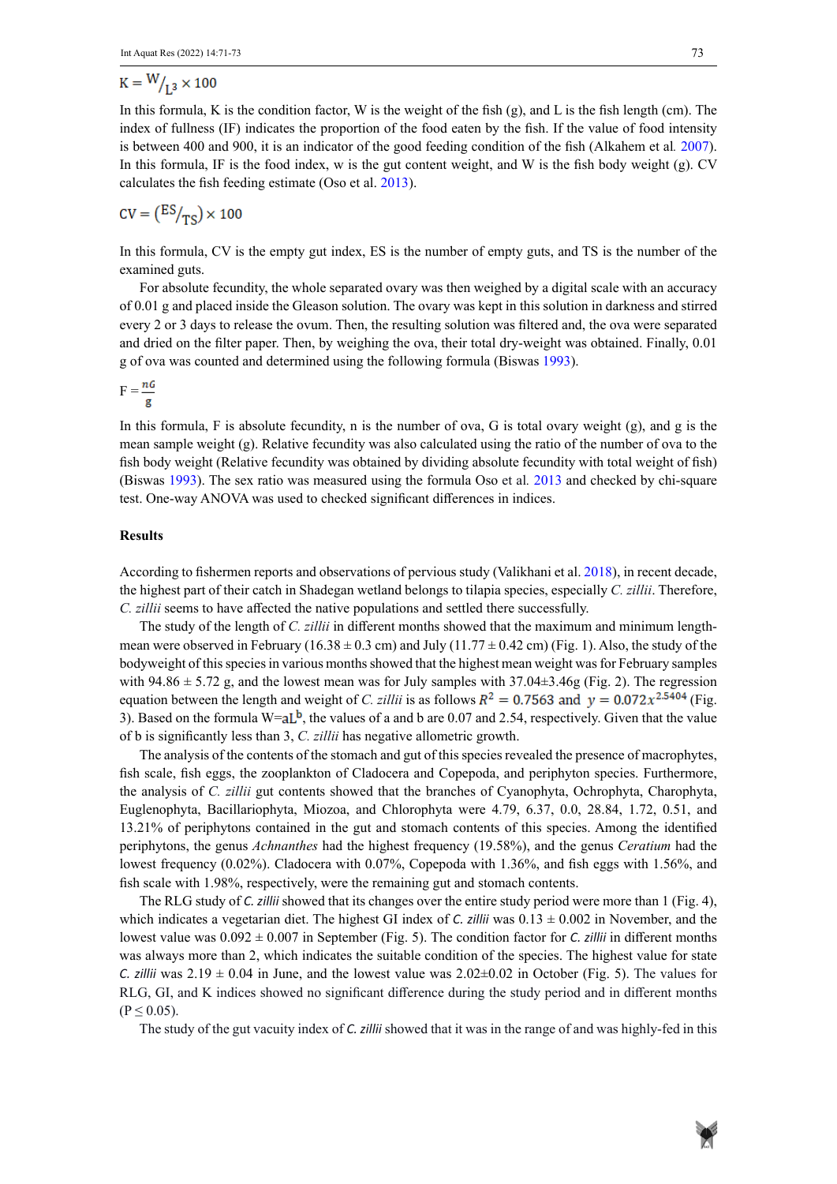$$K = \frac{W}{L^3} \times 100$$

In this formula, K is the condition factor, W is the weight of the fish (g), and L is the fish length (cm). The index of fullness (IF) indicates the proportion of the food eaten by the fish. If the value of food intensity is between 400 and 900, it is an indicator of the good feeding condition of the fish (Alkahem et al. 2007). In this formula, IF is the food index, w is the gut content weight, and W is the fish body weight (g). CV calculates the fish feeding estimate (Oso et al. 2013).

$$CV = \left(\frac{ES}{TS}\right) \times 100$$

In this formula, CV is the empty gut index, ES is the number of empty guts, and TS is the number of the examined guts.

For absolute fecundity, the whole separated ovary was then weighed by a digital scale with an accuracy of 0.01 g and placed inside the Gleason solution. The ovary was kept in this solution in darkness and stirred every 2 or 3 days to release the ovum. Then, the resulting solution was filtered and, the ova were separated and dried on the filter paper. Then, by weighing the ova, their total dry-weight was obtained. Finally, 0.01 g of ova was counted and determined using the following formula (Biswas 1993).

$$F = \frac{nG}{g}$$

In this formula, F is absolute fecundity, n is the number of ova, G is total ovary weight (g), and g is the mean sample weight (g). Relative fecundity was also calculated using the ratio of the number of ova to the fish body weight (Relative fecundity was obtained by dividing absolute fecundity with total weight of fish) (Biswas 1993). The sex ratio was measured using the formula Oso et al. 2013 and checked by chi-square test. One-way ANOVA was used to checked significant differences in indices.

## Results

According to fishermen reports and observations of pervious study (Valikhani et al. 2018), in recent decade, the highest part of their catch in Shadegan wetland belongs to tilapia species, especially *C. zillii*. Therefore, *C. zillii* seems to have affected the native populations and settled there successfully.

The study of the length of *C. zillii* in different months showed that the maximum and minimum length-mean were observed in February (16.38 ± 0.3 cm) and July (11.77 ± 0.42 cm) (Fig. 1). Also, the study of the bodyweight of this species in various months showed that the highest mean weight was for February samples with 94.86 ± 5.72 g, and the lowest mean was for July samples with 37.04±3.46g (Fig. 2). The regression equation between the length and weight of *C. zillii* is as follows $R^2 = 0.7563$ and $y = 0.072x^{2.5404}$ (Fig. 3). Based on the formula $W = aL^b$, the values of a and b are 0.07 and 2.54, respectively. Given that the value of b is significantly less than 3, *C. zillii* has negative allometric growth.

The analysis of the contents of the stomach and gut of this species revealed the presence of macrophytes, fish scale, fish eggs, the zooplankton of Cladocera and Copepoda, and periphyton species. Furthermore, the analysis of *C. zillii* gut contents showed that the branches of Cyanophyta, Ochrophyta, Charophyta, Euglenophyta, Bacillariophyta, Miozoa, and Chlorophyta were 4.79, 6.37, 0.0, 28.84, 1.72, 0.51, and 13.21% of periphytons contained in the gut and stomach contents of this species. Among the identified periphytons, the genus *Achnanthes* had the highest frequency (19.58%), and the genus *Ceratium* had the lowest frequency (0.02%). Cladocera with 0.07%, Copepoda with 1.36%, and fish eggs with 1.56%, and fish scale with 1.98%, respectively, were the remaining gut and stomach contents.

The RLG study of *C. zillii* showed that its changes over the entire study period were more than 1 (Fig. 4), which indicates a vegetarian diet. The highest GI index of *C. zillii* was 0.13 ± 0.002 in November, and the lowest value was 0.092 ± 0.007 in September (Fig. 5). The condition factor for *C. zillii* in different months was always more than 2, which indicates the suitable condition of the species. The highest value for state *C. zillii* was 2.19 ± 0.04 in June, and the lowest value was 2.02±0.02 in October (Fig. 5). The values for RLG, GI, and K indices showed no significant difference during the study period and in different months ($P \leq 0.05$).

The study of the gut vacuity index of *C. zillii* showed that it was in the range of and was highly-fed in this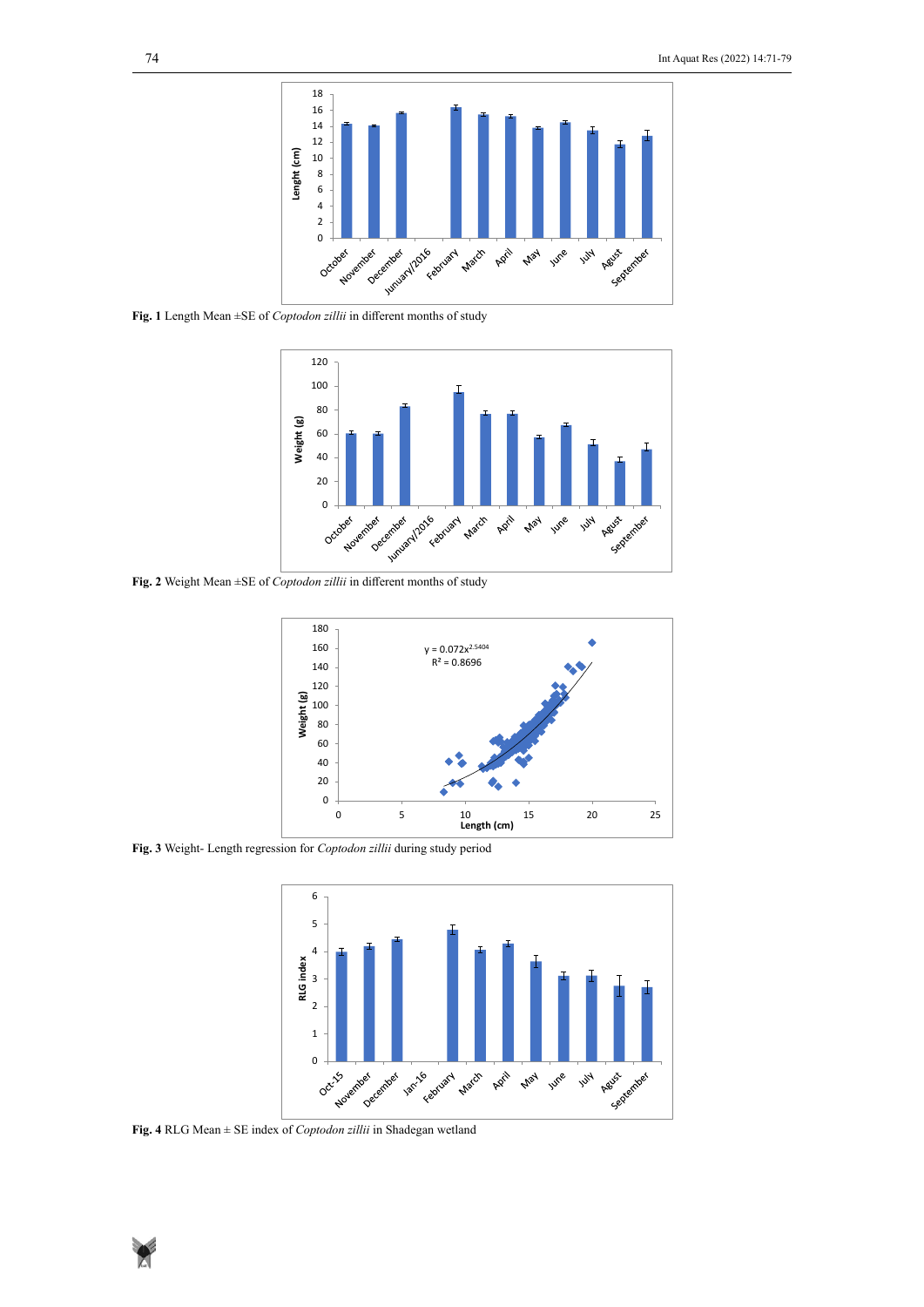**Fig. 1** Length Mean ±SE of *Coptodon zillii* in different months of study

**Fig. 2** Weight Mean ±SE of *Coptodon zillii* in different months of study

**Fig. 3** Weight- Length regression for *Coptodon zillii* during study period

**Fig. 4** RLG Mean ± SE index of *Coptodon zillii* in Shadegan wetland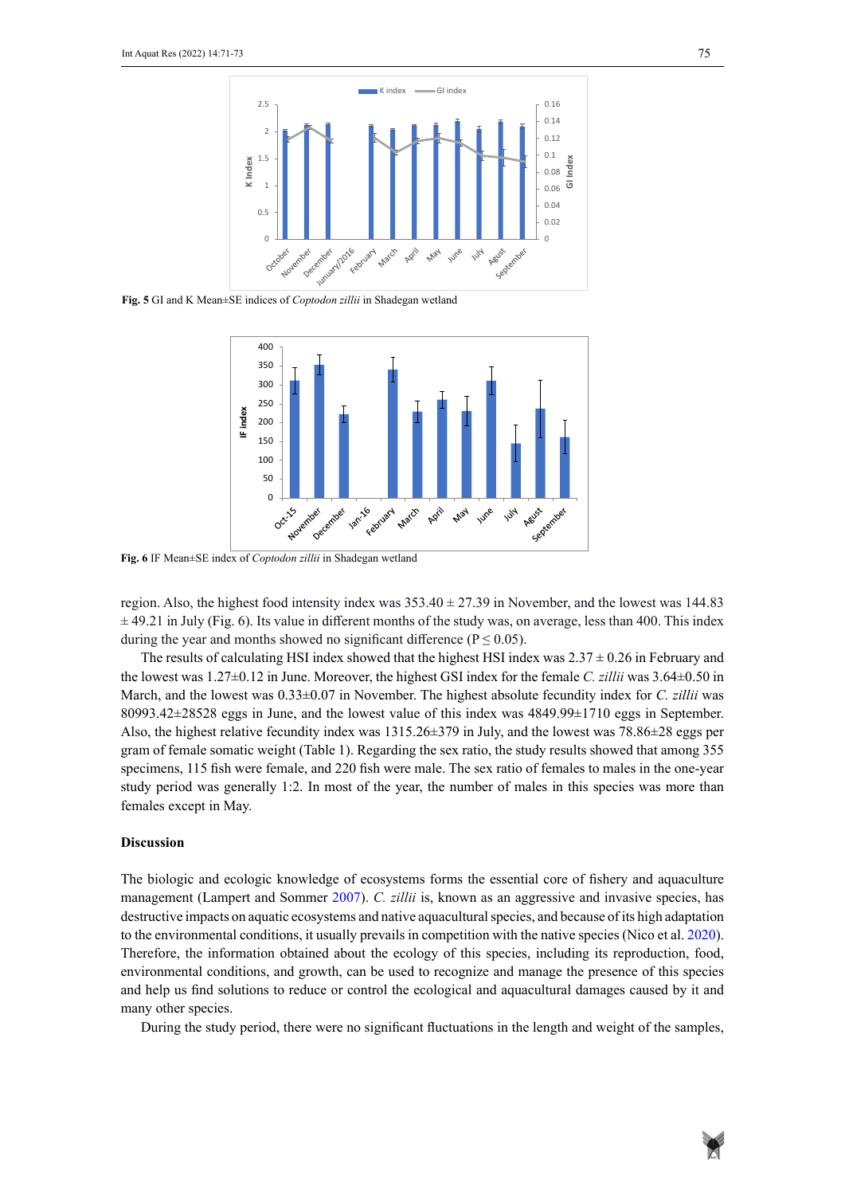Fig. 5 GI and K Mean±SE indices of *Coptodon zillii* in Shadegan wetland

Fig. 6 IF Mean±SE index of *Coptodon zillii* in Shadegan wetland

region. Also, the highest food intensity index was 353.40 ± 27.39 in November, and the lowest was 144.83 ± 49.21 in July (Fig. 6). Its value in different months of the study was, on average, less than 400. This index during the year and months showed no significant difference ($P \leq 0.05$).

The results of calculating HSI index showed that the highest HSI index was 2.37 ± 0.26 in February and the lowest was 1.27±0.12 in June. Moreover, the highest GSI index for the female *C. zillii* was 3.64±0.50 in March, and the lowest was 0.33±0.07 in November. The highest absolute fecundity index for *C. zillii* was 80993.42±28528 eggs in June, and the lowest value of this index was 4849.99±1710 eggs in September. Also, the highest relative fecundity index was 1315.26±379 in July, and the lowest was 78.86±28 eggs per gram of female somatic weight (Table 1). Regarding the sex ratio, the study results showed that among 355 specimens, 115 fish were female, and 220 fish were male. The sex ratio of females to males in the one-year study period was generally 1:2. In most of the year, the number of males in this species was more than females except in May.

## Discussion

The biologic and ecologic knowledge of ecosystems forms the essential core of fishery and aquaculture management (Lampert and Sommer 2007). *C. zillii* is, known as an aggressive and invasive species, has destructive impacts on aquatic ecosystems and native aquacultural species, and because of its high adaptation to the environmental conditions, it usually prevails in competition with the native species (Nico et al. 2020). Therefore, the information obtained about the ecology of this species, including its reproduction, food, environmental conditions, and growth, can be used to recognize and manage the presence of this species and help us find solutions to reduce or control the ecological and aquacultural damages caused by it and many other species.

During the study period, there were no significant fluctuations in the length and weight of the samples,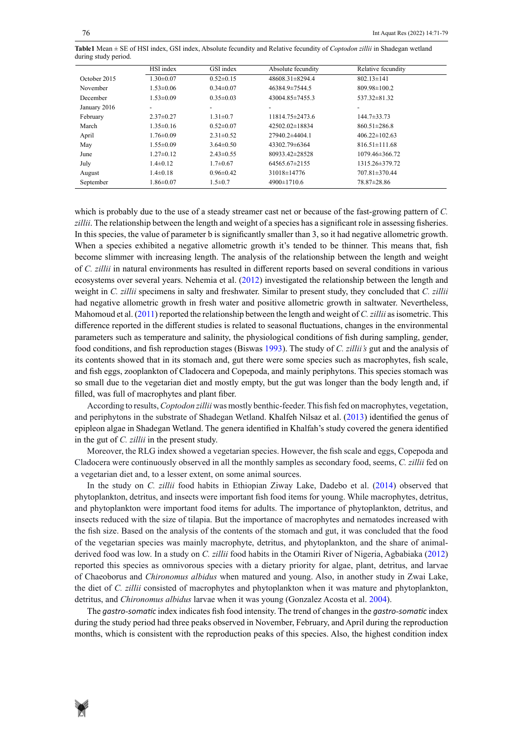**Table1** Mean ± SE of HSI index, GSI index, Absolute fecundity and Relative fecundity of *Coptodon zillii* in Shadegan wetland during study period.

| | HSI index | GSI index | Absolute fecundity | Relative fecundity |
|---|---|---|---|---|
| October 2015 | 1.30±0.07 | 0.52±0.15 | 48608.31±8294.4 | 802.13±141 |
| November | 1.53±0.06 | 0.34±0.07 | 46384.9±7544.5 | 809.98±100.2 |
| December | 1.53±0.09 | 0.35±0.03 | 43004.85±7455.3 | 537.32±81.32 |
| January 2016 | - | - | - | - |
| February | 2.37±0.27 | 1.31±0.7 | 11814.75±2473.6 | 144.7±33.73 |
| March | 1.35±0.16 | 0.52±0.07 | 42502.02±18834 | 860.51±286.8 |
| April | 1.76±0.09 | 2.31±0.52 | 27940.2±4404.1 | 406.22±102.63 |
| May | 1.55±0.09 | 3.64±0.50 | 43302.79±6364 | 816.51±111.68 |
| June | 1.27±0.12 | 2.43±0.55 | 80933.42±28528 | 1079.46±366.72 |
| July | 1.4±0.12 | 1.7±0.67 | 64565.67±2155 | 1315.26±379.72 |
| August | 1.4±0.18 | 0.96±0.42 | 31018±14776 | 707.81±370.44 |
| September | 1.86±0.07 | 1.5±0.7 | 4900±1710.6 | 78.87±28.86 |

which is probably due to the use of a steady streamer cast net or because of the fast-growing pattern of *C. zillii*. The relationship between the length and weight of a species has a significant role in assessing fisheries. In this species, the value of parameter b is significantly smaller than 3, so it had negative allometric growth. When a species exhibited a negative allometric growth it's tended to be thinner. This means that, fish become slimmer with increasing length. The analysis of the relationship between the length and weight of *C. zillii* in natural environments has resulted in different reports based on several conditions in various ecosystems over several years. Nehemia et al. (2012) investigated the relationship between the length and weight in *C. zillii* specimens in salty and freshwater. Similar to present study, they concluded that *C. zillii* had negative allometric growth in fresh water and positive allometric growth in saltwater. Nevertheless, Mahomoud et al. (2011) reported the relationship between the length and weight of *C. zillii* as isometric. This difference reported in the different studies is related to seasonal fluctuations, changes in the environmental parameters such as temperature and salinity, the physiological conditions of fish during sampling, gender, food conditions, and fish reproduction stages (Biswas 1993). The study of *C. zillii's* gut and the analysis of its contents showed that in its stomach and, gut there were some species such as macrophytes, fish scale, and fish eggs, zooplankton of Cladocera and Copepoda, and mainly periphytons. This species stomach was so small due to the vegetarian diet and mostly empty, but the gut was longer than the body length and, if filled, was full of macrophytes and plant fiber.

According to results, *Coptodon zillii* was mostly benthic-feeder. This fish fed on macrophytes, vegetation, and periphytons in the substrate of Shadegan Wetland. Khalfeh Nilsaz et al. (2013) identified the genus of epipleon algae in Shadegan Wetland. The genera identified in Khalfah's study covered the genera identified in the gut of *C. zillii* in the present study.

Moreover, the RLG index showed a vegetarian species. However, the fish scale and eggs, Copepoda and Cladocera were continuously observed in all the monthly samples as secondary food, seems, *C. zillii* fed on a vegetarian diet and, to a lesser extent, on some animal sources.

In the study on *C. zillii* food habits in Ethiopian Ziway Lake, Dadebo et al. (2014) observed that phytoplankton, detritus, and insects were important fish food items for young. While macrophytes, detritus, and phytoplankton were important food items for adults. The importance of phytoplankton, detritus, and insects reduced with the size of tilapia. But the importance of macrophytes and nematodes increased with the fish size. Based on the analysis of the contents of the stomach and gut, it was concluded that the food of the vegetarian species was mainly macrophyte, detritus, and phytoplankton, and the share of animal-derived food was low. In a study on *C. zillii* food habits in the Otamiri River of Nigeria, Agbabiaka (2012) reported this species as omnivorous species with a dietary priority for algae, plant, detritus, and larvae of Chaeoborus and *Chironomus albidus* when matured and young. Also, in another study in Zwai Lake, the diet of *C. zillii* consisted of macrophytes and phytoplankton when it was mature and phytoplankton, detritus, and *Chironomus albidus* larvae when it was young (Gonzalez Acosta et al. 2004).

The *gastro-somatic* index indicates fish food intensity. The trend of changes in the *gastro-somatic* index during the study period had three peaks observed in November, February, and April during the reproduction months, which is consistent with the reproduction peaks of this species. Also, the highest condition index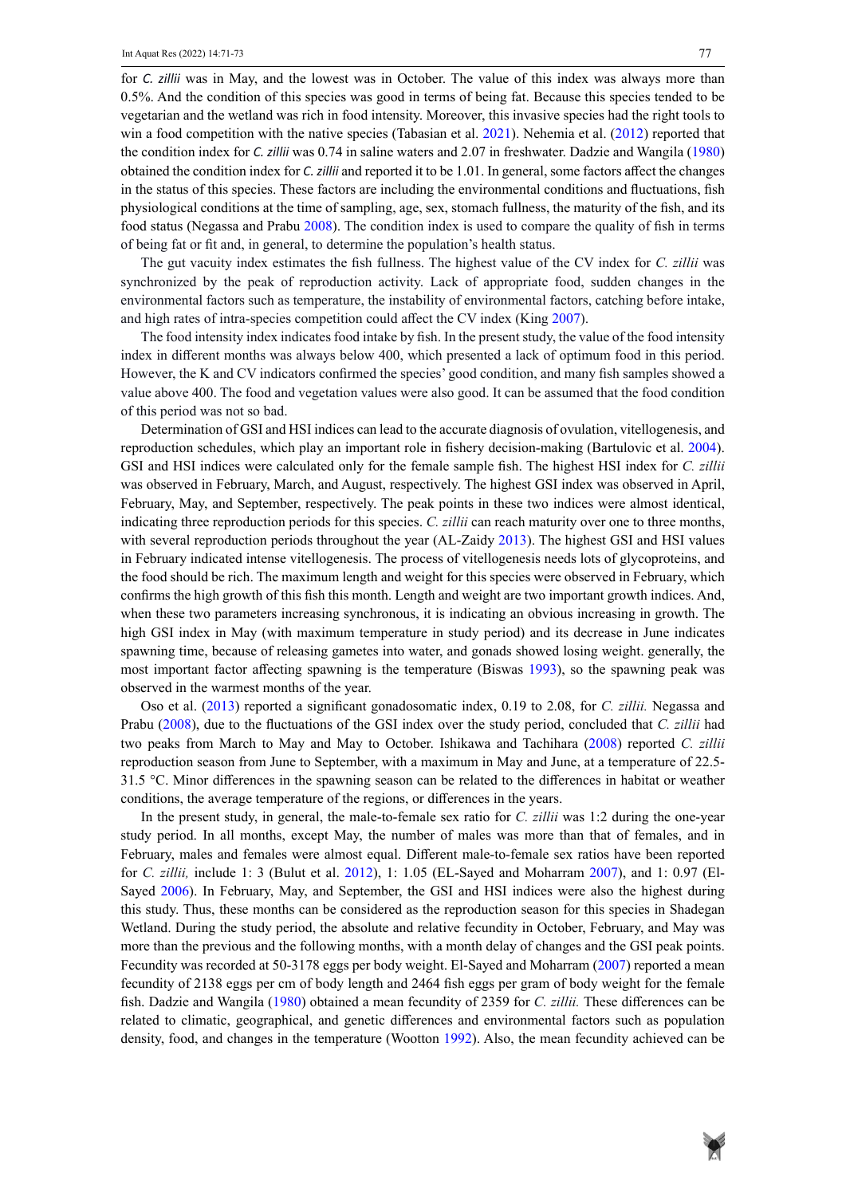for *C. zillii* was in May, and the lowest was in October. The value of this index was always more than 0.5%. And the condition of this species was good in terms of being fat. Because this species tended to be vegetarian and the wetland was rich in food intensity. Moreover, this invasive species had the right tools to win a food competition with the native species (Tabasian et al. 2021). Nehemia et al. (2012) reported that the condition index for *C. zillii* was 0.74 in saline waters and 2.07 in freshwater. Dadzie and Wangila (1980) obtained the condition index for *C. zillii* and reported it to be 1.01. In general, some factors affect the changes in the status of this species. These factors are including the environmental conditions and fluctuations, fish physiological conditions at the time of sampling, age, sex, stomach fullness, the maturity of the fish, and its food status (Negassa and Prabu 2008). The condition index is used to compare the quality of fish in terms of being fat or fit and, in general, to determine the population's health status.

The gut vacuity index estimates the fish fullness. The highest value of the CV index for *C. zillii* was synchronized by the peak of reproduction activity. Lack of appropriate food, sudden changes in the environmental factors such as temperature, the instability of environmental factors, catching before intake, and high rates of intra-species competition could affect the CV index (King 2007).

The food intensity index indicates food intake by fish. In the present study, the value of the food intensity index in different months was always below 400, which presented a lack of optimum food in this period. However, the K and CV indicators confirmed the species' good condition, and many fish samples showed a value above 400. The food and vegetation values were also good. It can be assumed that the food condition of this period was not so bad.

Determination of GSI and HSI indices can lead to the accurate diagnosis of ovulation, vitellogenesis, and reproduction schedules, which play an important role in fishery decision-making (Bartulovic et al. 2004). GSI and HSI indices were calculated only for the female sample fish. The highest HSI index for *C. zillii* was observed in February, March, and August, respectively. The highest GSI index was observed in April, February, May, and September, respectively. The peak points in these two indices were almost identical, indicating three reproduction periods for this species. *C. zillii* can reach maturity over one to three months, with several reproduction periods throughout the year (AL-Zaidy 2013). The highest GSI and HSI values in February indicated intense vitellogenesis. The process of vitellogenesis needs lots of glycoproteins, and the food should be rich. The maximum length and weight for this species were observed in February, which confirms the high growth of this fish this month. Length and weight are two important growth indices. And, when these two parameters increasing synchronous, it is indicating an obvious increasing in growth. The high GSI index in May (with maximum temperature in study period) and its decrease in June indicates spawning time, because of releasing gametes into water, and gonads showed losing weight. generally, the most important factor affecting spawning is the temperature (Biswas 1993), so the spawning peak was observed in the warmest months of the year.

Oso et al. (2013) reported a significant gonadosomatic index, 0.19 to 2.08, for *C. zillii.* Negassa and Prabu (2008), due to the fluctuations of the GSI index over the study period, concluded that *C. zillii* had two peaks from March to May and May to October. Ishikawa and Tachihara (2008) reported *C. zillii* reproduction season from June to September, with a maximum in May and June, at a temperature of 22.5-31.5 °C. Minor differences in the spawning season can be related to the differences in habitat or weather conditions, the average temperature of the regions, or differences in the years.

In the present study, in general, the male-to-female sex ratio for *C. zillii* was 1:2 during the one-year study period. In all months, except May, the number of males was more than that of females, and in February, males and females were almost equal. Different male-to-female sex ratios have been reported for *C. zillii,* include 1: 3 (Bulut et al. 2012), 1: 1.05 (EL-Sayed and Moharram 2007), and 1: 0.97 (El-Sayed 2006). In February, May, and September, the GSI and HSI indices were also the highest during this study. Thus, these months can be considered as the reproduction season for this species in Shadegan Wetland. During the study period, the absolute and relative fecundity in October, February, and May was more than the previous and the following months, with a month delay of changes and the GSI peak points. Fecundity was recorded at 50-3178 eggs per body weight. El-Sayed and Moharram (2007) reported a mean fecundity of 2138 eggs per cm of body length and 2464 fish eggs per gram of body weight for the female fish. Dadzie and Wangila (1980) obtained a mean fecundity of 2359 for *C. zillii.* These differences can be related to climatic, geographical, and genetic differences and environmental factors such as population density, food, and changes in the temperature (Wootton 1992). Also, the mean fecundity achieved can be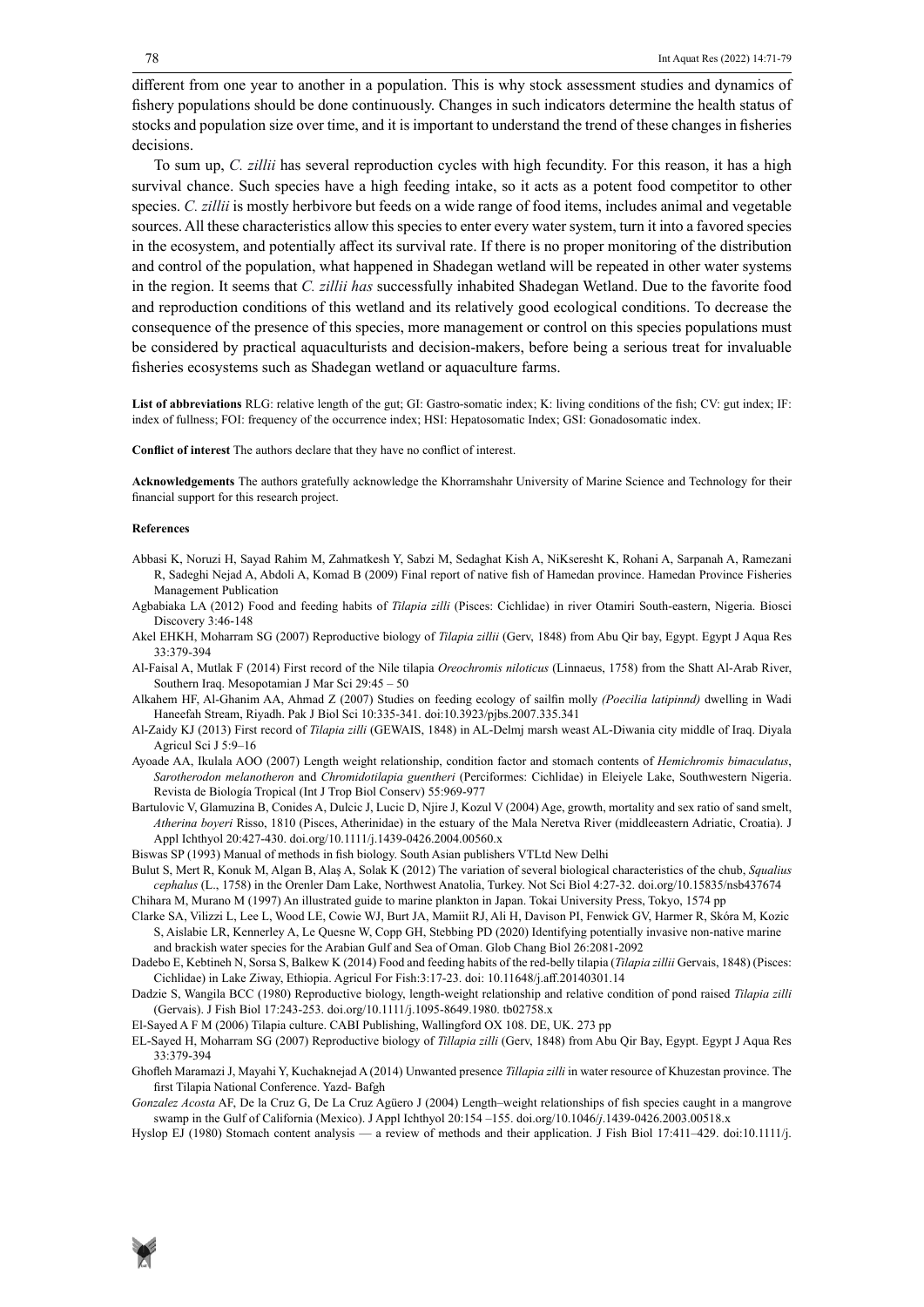different from one year to another in a population. This is why stock assessment studies and dynamics of fishery populations should be done continuously. Changes in such indicators determine the health status of stocks and population size over time, and it is important to understand the trend of these changes in fisheries decisions.

To sum up, *C. zillii* has several reproduction cycles with high fecundity. For this reason, it has a high survival chance. Such species have a high feeding intake, so it acts as a potent food competitor to other species. *C. zillii* is mostly herbivore but feeds on a wide range of food items, includes animal and vegetable sources. All these characteristics allow this species to enter every water system, turn it into a favored species in the ecosystem, and potentially affect its survival rate. If there is no proper monitoring of the distribution and control of the population, what happened in Shadegan wetland will be repeated in other water systems in the region. It seems that *C. zillii has* successfully inhabited Shadegan Wetland. Due to the favorite food and reproduction conditions of this wetland and its relatively good ecological conditions. To decrease the consequence of the presence of this species, more management or control on this species populations must be considered by practical aquaculturists and decision-makers, before being a serious treat for invaluable fisheries ecosystems such as Shadegan wetland or aquaculture farms.

**List of abbreviations** RLG: relative length of the gut; GI: Gastro-somatic index; K: living conditions of the fish; CV: gut index; IF: index of fullness; FOI: frequency of the occurrence index; HSI: Hepatosomatic Index; GSI: Gonadosomatic index.

**Conflict of interest** The authors declare that they have no conflict of interest.

**Acknowledgements** The authors gratefully acknowledge the Khorramshahr University of Marine Science and Technology for their financial support for this research project.

**References**

Abbasi K, Noruzi H, Sayad Rahim M, Zahmatkesh Y, Sabzi M, Sedaghat Kish A, NiKseresht K, Rohani A, Sarpanah A, Ramezani R, Sadeghi Nejad A, Abdoli A, Komad B (2009) Final report of native fish of Hamedan province. Hamedan Province Fisheries Management Publication

Agbabiaka LA (2012) Food and feeding habits of *Tilapia zilli* (Pisces: Cichlidae) in river Otamiri South-eastern, Nigeria. Biosci Discovery 3:46-148

Akel EHKH, Moharram SG (2007) Reproductive biology of *Tilapia zillii* (Gerv, 1848) from Abu Qir bay, Egypt. Egypt J Aqua Res 33:379-394

Al-Faisal A, Mutlak F (2014) First record of the Nile tilapia *Oreochromis niloticus* (Linnaeus, 1758) from the Shatt Al-Arab River, Southern Iraq. Mesopotamian J Mar Sci 29:45 – 50

Alkahem HF, Al-Ghanim AA, Ahmad Z (2007) Studies on feeding ecology of sailfin molly *(Poecilia latipinnd)* dwelling in Wadi Haneefah Stream, Riyadh. Pak J Biol Sci 10:335-341. doi:10.3923/pjbs.2007.335.341

Al-Zaidy KJ (2013) First record of *Tilapia zilli* (GEWAIS, 1848) in AL-Delmj marsh weast AL-Diwania city middle of Iraq. Diyala Agricul Sci J 5:9–16

Ayoade AA, Ikulala AOO (2007) Length weight relationship, condition factor and stomach contents of *Hemichromis bimaculatus*, *Sarotherodon melanotheron* and *Chromidotilapia guentheri* (Perciformes: Cichlidae) in Eleiyele Lake, Southwestern Nigeria. Revista de Biología Tropical (Int J Trop Biol Conserv) 55:969-977

Bartulovic V, Glamuzina B, Conides A, Dulcic J, Lucic D, Njire J, Kozul V (2004) Age, growth, mortality and sex ratio of sand smelt, *Atherina boyeri* Risso, 1810 (Pisces, Atherinidae) in the estuary of the Mala Neretva River (middleeastern Adriatic, Croatia). J Appl Ichthyol 20:427-430. doi.org/10.1111/j.1439-0426.2004.00560.x

Biswas SP (1993) Manual of methods in fish biology. South Asian publishers VTLtd New Delhi

Bulut S, Mert R, Konuk M, Algan B, Alaş A, Solak K (2012) The variation of several biological characteristics of the chub, *Squalius cephalus* (L., 1758) in the Orenler Dam Lake, Northwest Anatolia, Turkey. Not Sci Biol 4:27-32. doi.org/10.15835/nsb437674

Chihara M, Murano M (1997) An illustrated guide to marine plankton in Japan. Tokai University Press, Tokyo, 1574 pp

Clarke SA, Vilizzi L, Lee L, Wood LE, Cowie WJ, Burt JA, Mamiit RJ, Ali H, Davison PI, Fenwick GV, Harmer R, Skóra M, Kozic S, Aislabie LR, Kennerley A, Le Quesne W, Copp GH, Stebbing PD (2020) Identifying potentially invasive non-native marine and brackish water species for the Arabian Gulf and Sea of Oman. Glob Chang Biol 26:2081-2092

Dadebo E, Kebtineh N, Sorsa S, Balkew K (2014) Food and feeding habits of the red-belly tilapia (*Tilapia zillii* Gervais, 1848) (Pisces: Cichlidae) in Lake Ziway, Ethiopia. Agricul For Fish:3:17-23. doi: 10.11648/j.aff.20140301.14

Dadzie S, Wangila BCC (1980) Reproductive biology, length-weight relationship and relative condition of pond raised *Tilapia zilli* (Gervais). J Fish Biol 17:243-253. doi.org/10.1111/j.1095-8649.1980. tb02758.x

El-Sayed A F M (2006) Tilapia culture. CABI Publishing, Wallingford OX 108. DE, UK. 273 pp

EL-Sayed H, Moharram SG (2007) Reproductive biology of *Tillapia zilli* (Gerv, 1848) from Abu Qir Bay, Egypt. Egypt J Aqua Res 33:379-394

Ghofleh Maramazi J, Mayahi Y, Kuchaknejad A (2014) Unwanted presence *Tillapia zilli* in water resource of Khuzestan province. The first Tilapia National Conference. Yazd- Bafgh

*Gonzalez Acosta* AF, De la Cruz G, De La Cruz Agüero J (2004) Length–weight relationships of fish species caught in a mangrove swamp in the Gulf of California (Mexico). J Appl Ichthyol 20:154 –155. doi.org/10.1046/*j*.1439-0426.2003.00518.x

Hyslop EJ (1980) Stomach content analysis — a review of methods and their application. J Fish Biol 17:411–429. doi:10.1111/j.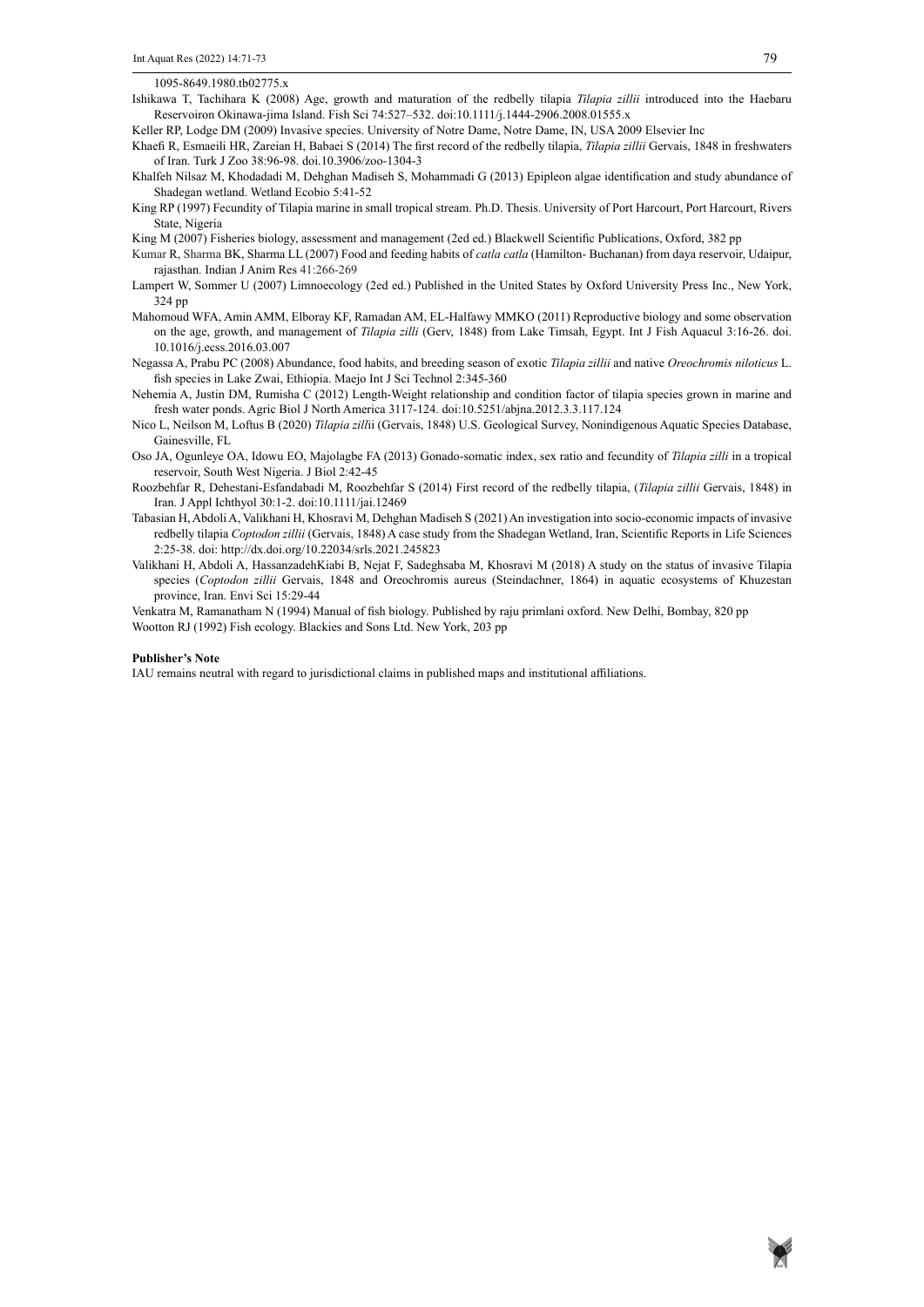1095-8649.1980.tb02775.x

Ishikawa T, Tachihara K (2008) Age, growth and maturation of the redbelly tilapia *Tilapia zillii* introduced into the Haebaru Reservoiron Okinawa-jima Island. Fish Sci 74:527–532. doi:10.1111/j.1444-2906.2008.01555.x

Keller RP, Lodge DM (2009) Invasive species. University of Notre Dame, Notre Dame, IN, USA 2009 Elsevier Inc

Khaefi R, Esmaeili HR, Zareian H, Babaei S (2014) The first record of the redbelly tilapia, *Tilapia zillii* Gervais, 1848 in freshwaters of Iran. Turk J Zoo 38:96-98. doi.10.3906/zoo-1304-3

Khalfeh Nilsaz M, Khodadadi M, Dehghan Madiseh S, Mohammadi G (2013) Epipleon algae identification and study abundance of Shadegan wetland. Wetland Ecobio 5:41-52

King RP (1997) Fecundity of Tilapia marine in small tropical stream. Ph.D. Thesis. University of Port Harcourt, Port Harcourt, Rivers State, Nigeria

King M (2007) Fisheries biology, assessment and management (2ed ed.) Blackwell Scientific Publications, Oxford, 382 pp

Kumar R, Sharma BK, Sharma LL (2007) Food and feeding habits of *catla catla* (Hamilton- Buchanan) from daya reservoir, Udaipur, rajasthan. Indian J Anim Res 41:266-269

Lampert W, Sommer U (2007) Limnoecology (2ed ed.) Published in the United States by Oxford University Press Inc., New York, 324 pp

Mahomoud WFA, Amin AMM, Elboray KF, Ramadan AM, EL-Halfawy MMKO (2011) Reproductive biology and some observation on the age, growth, and management of *Tilapia zilli* (Gerv, 1848) from Lake Timsah, Egypt. Int J Fish Aquacul 3:16-26. doi. 10.1016/j.ecss.2016.03.007

Negassa A, Prabu PC (2008) Abundance, food habits, and breeding season of exotic *Tilapia zillii* and native *Oreochromis niloticus* L. fish species in Lake Zwai, Ethiopia. Maejo Int J Sci Technol 2:345-360

Nehemia A, Justin DM, Rumisha C (2012) Length-Weight relationship and condition factor of tilapia species grown in marine and fresh water ponds. Agric Biol J North America 3117-124. doi:10.5251/abjna.2012.3.3.117.124

Nico L, Neilson M, Loftus B (2020) *Tilapia zilli*i (Gervais, 1848) U.S. Geological Survey, Nonindigenous Aquatic Species Database, Gainesville, FL

Oso JA, Ogunleye OA, Idowu EO, Majolagbe FA (2013) Gonado-somatic index, sex ratio and fecundity of *Tilapia zilli* in a tropical reservoir, South West Nigeria. J Biol 2:42-45

Roozbehfar R, Dehestani-Esfandabadi M, Roozbehfar S (2014) First record of the redbelly tilapia, (*Tilapia zillii* Gervais, 1848) in Iran. J Appl Ichthyol 30:1-2. doi:10.1111/jai.12469

Tabasian H, Abdoli A, Valikhani H, Khosravi M, Dehghan Madiseh S (2021) An investigation into socio-economic impacts of invasive redbelly tilapia *Coptodon zillii* (Gervais, 1848) A case study from the Shadegan Wetland, Iran, Scientific Reports in Life Sciences 2:25-38. doi: http://dx.doi.org/10.22034/srls.2021.245823

Valikhani H, Abdoli A, HassanzadehKiabi B, Nejat F, Sadeghsaba M, Khosravi M (2018) A study on the status of invasive Tilapia species (*Coptodon zillii* Gervais, 1848 and Oreochromis aureus (Steindachner, 1864) in aquatic ecosystems of Khuzestan province, Iran. Envi Sci 15:29-44

Venkatra M, Ramanatham N (1994) Manual of fish biology. Published by raju primlani oxford. New Delhi, Bombay, 820 pp

Wootton RJ (1992) Fish ecology. Blackies and Sons Ltd. New York, 203 pp

**Publisher's Note**

IAU remains neutral with regard to jurisdictional claims in published maps and institutional affiliations.